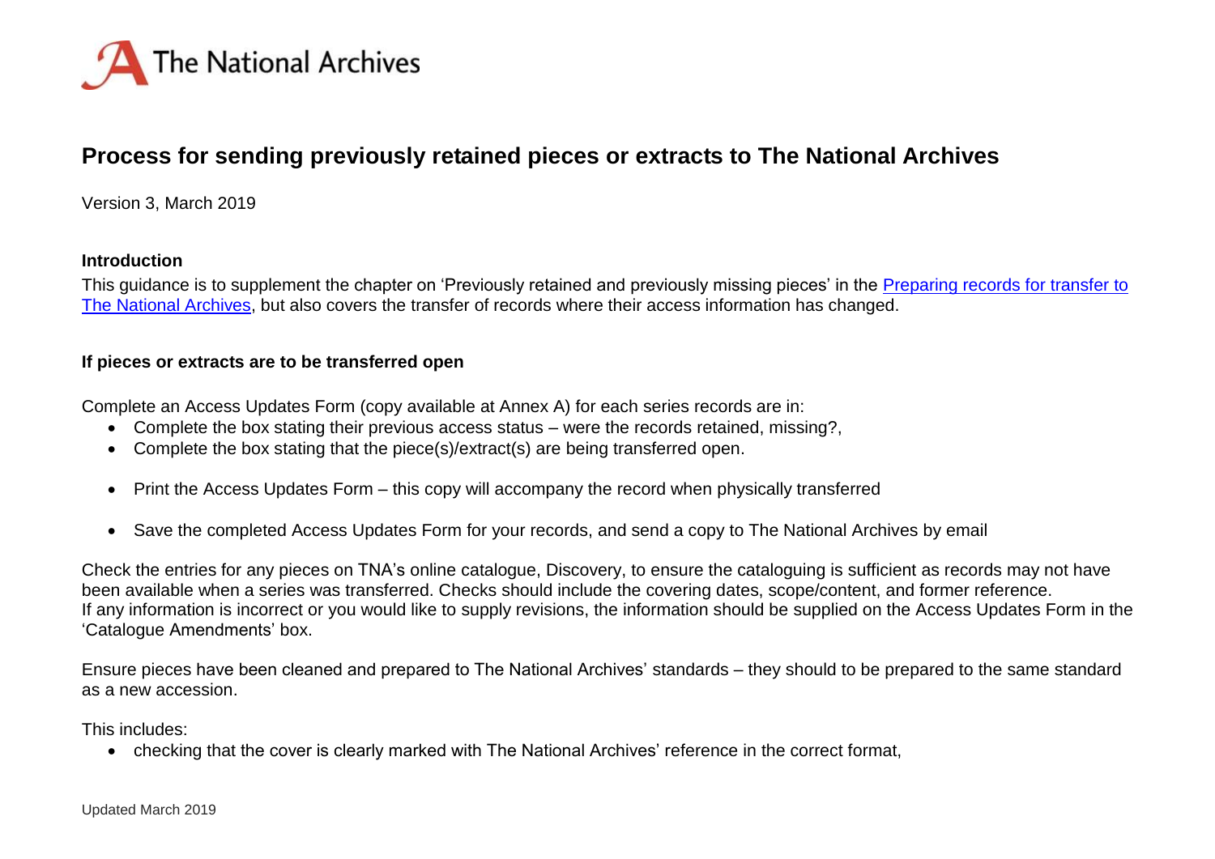# Process for sending previously retained pieces or extracts to The National Archives

Version 3, March 2019

**Introduction**

This guidance is to supplement the chapter on 'Previously retained and previously missing pieces' in the [Preparing records for transfer to The National Archives](), but also covers the transfer of records where their access information has changed.

**If pieces or extracts are to be transferred open**

Complete an Access Updates Form (copy available at Annex A) for each series records are in:

- Complete the box stating their previous access status – were the records retained, missing?,
- Complete the box stating that the piece(s)/extract(s) are being transferred open.
- Print the Access Updates Form – this copy will accompany the record when physically transferred
- Save the completed Access Updates Form for your records, and send a copy to The National Archives by email

Check the entries for any pieces on TNA's online catalogue, Discovery, to ensure the cataloguing is sufficient as records may not have been available when a series was transferred. Checks should include the covering dates, scope/content, and former reference.
If any information is incorrect or you would like to supply revisions, the information should be supplied on the Access Updates Form in the 'Catalogue Amendments' box.

Ensure pieces have been cleaned and prepared to The National Archives' standards – they should to be prepared to the same standard as a new accession.

This includes:

- checking that the cover is clearly marked with The National Archives' reference in the correct format,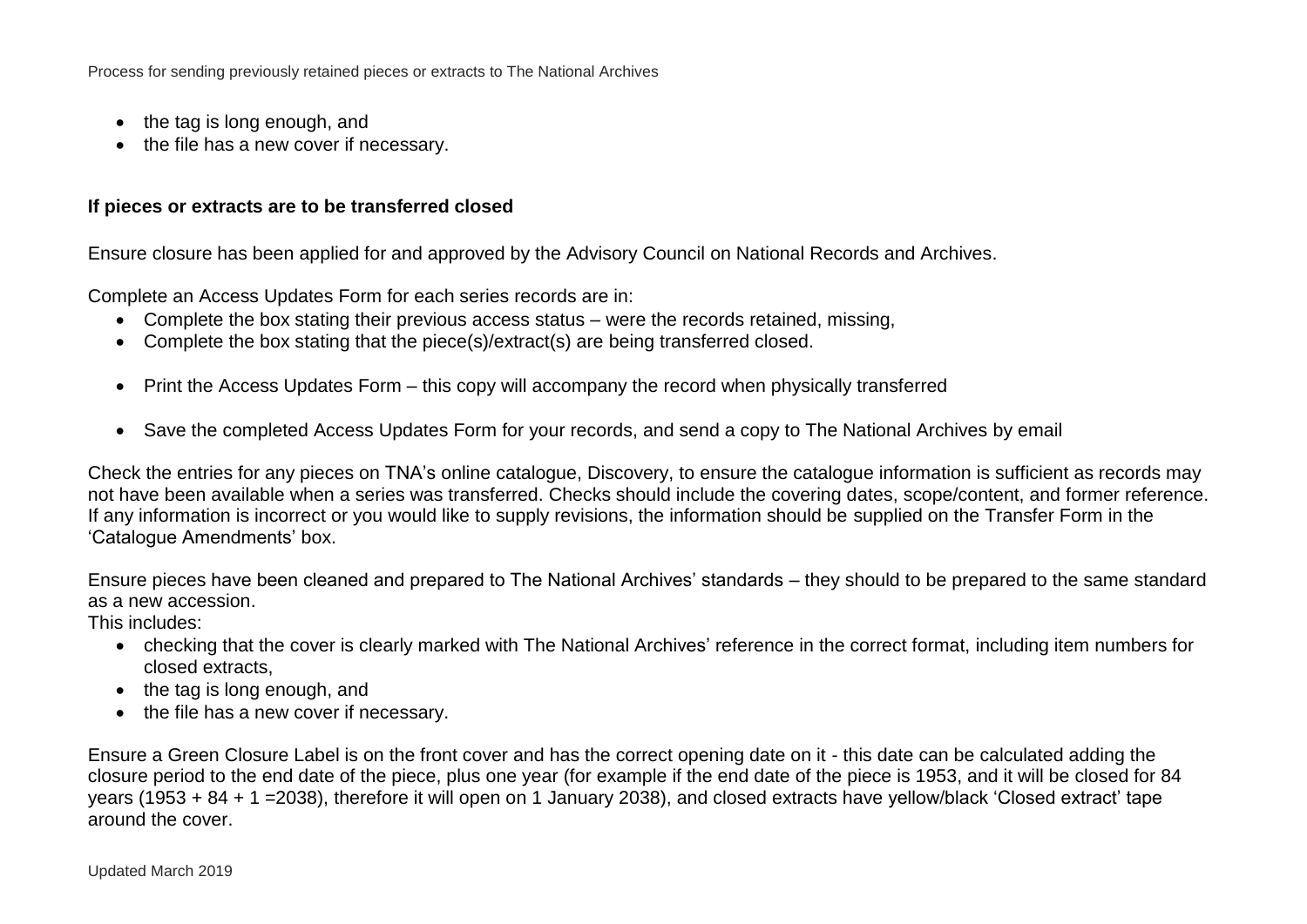- the tag is long enough, and
- the file has a new cover if necessary.

**If pieces or extracts are to be transferred closed**

Ensure closure has been applied for and approved by the Advisory Council on National Records and Archives.

Complete an Access Updates Form for each series records are in:

- Complete the box stating their previous access status – were the records retained, missing,
- Complete the box stating that the piece(s)/extract(s) are being transferred closed.
- Print the Access Updates Form – this copy will accompany the record when physically transferred
- Save the completed Access Updates Form for your records, and send a copy to The National Archives by email

Check the entries for any pieces on TNA's online catalogue, Discovery, to ensure the catalogue information is sufficient as records may not have been available when a series was transferred. Checks should include the covering dates, scope/content, and former reference. If any information is incorrect or you would like to supply revisions, the information should be supplied on the Transfer Form in the 'Catalogue Amendments' box.

Ensure pieces have been cleaned and prepared to The National Archives' standards – they should to be prepared to the same standard as a new accession.
This includes:

- checking that the cover is clearly marked with The National Archives' reference in the correct format, including item numbers for closed extracts,
- the tag is long enough, and
- the file has a new cover if necessary.

Ensure a Green Closure Label is on the front cover and has the correct opening date on it - this date can be calculated adding the closure period to the end date of the piece, plus one year (for example if the end date of the piece is 1953, and it will be closed for 84 years (1953 + 84 + 1 =2038), therefore it will open on 1 January 2038), and closed extracts have yellow/black 'Closed extract' tape around the cover.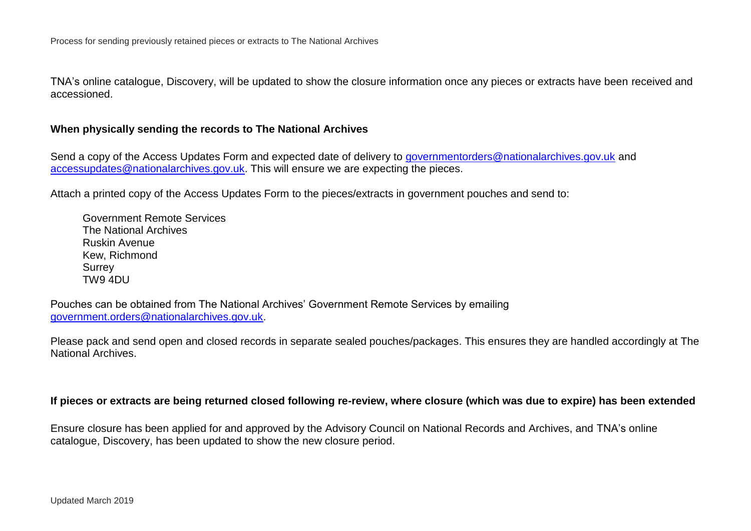TNA's online catalogue, Discovery, will be updated to show the closure information once any pieces or extracts have been received and accessioned.

**When physically sending the records to The National Archives**

Send a copy of the Access Updates Form and expected date of delivery to governmentorders@nationalarchives.gov.uk and accessupdates@nationalarchives.gov.uk. This will ensure we are expecting the pieces.

Attach a printed copy of the Access Updates Form to the pieces/extracts in government pouches and send to:

Government Remote Services  
The National Archives  
Ruskin Avenue  
Kew, Richmond  
Surrey  
TW9 4DU

Pouches can be obtained from The National Archives' Government Remote Services by emailing government.orders@nationalarchives.gov.uk.

Please pack and send open and closed records in separate sealed pouches/packages. This ensures they are handled accordingly at The National Archives.

**If pieces or extracts are being returned closed following re-review, where closure (which was due to expire) has been extended**

Ensure closure has been applied for and approved by the Advisory Council on National Records and Archives, and TNA's online catalogue, Discovery, has been updated to show the new closure period.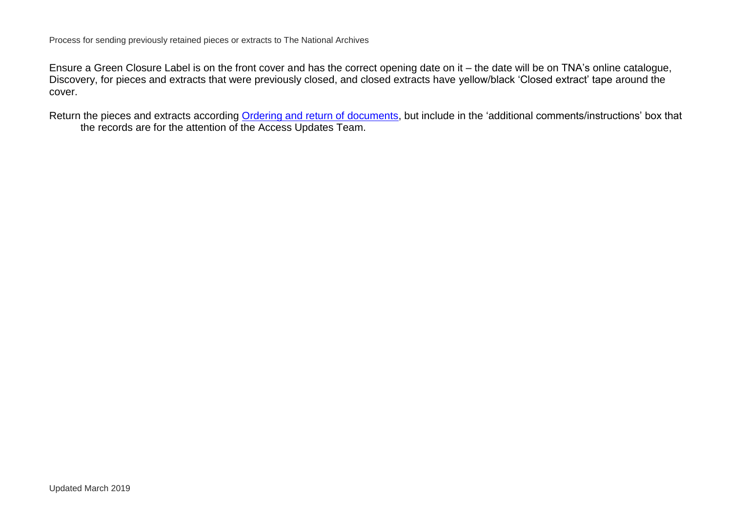## Process for sending previously retained pieces or extracts to The National Archives

Ensure a Green Closure Label is on the front cover and has the correct opening date on it – the date will be on TNA's online catalogue, Discovery, for pieces and extracts that were previously closed, and closed extracts have yellow/black 'Closed extract' tape around the cover.

Return the pieces and extracts according Ordering and return of documents, but include in the 'additional comments/instructions' box that the records are for the attention of the Access Updates Team.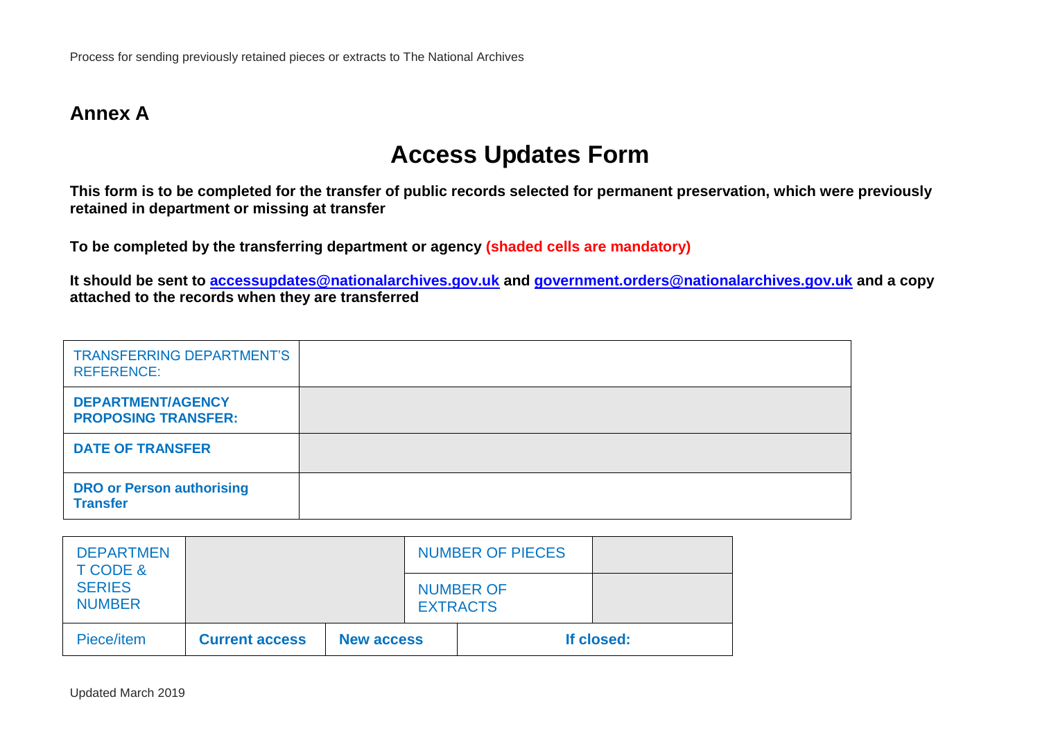## Annex A

# Access Updates Form

**This form is to be completed for the transfer of public records selected for permanent preservation, which were previously retained in department or missing at transfer**

**To be completed by the transferring department or agency (shaded cells are mandatory)**

**It should be sent to [accessupdates@nationalarchives.gov.uk](mailto:accessupdates@nationalarchives.gov.uk) and [government.orders@nationalarchives.gov.uk](mailto:government.orders@nationalarchives.gov.uk) and a copy attached to the records when they are transferred**

| TRANSFERRING DEPARTMENT'S REFERENCE: | |
|---|---|
| **DEPARTMENT/AGENCY PROPOSING TRANSFER:** | |
| **DATE OF TRANSFER** | |
| **DRO or Person authorising Transfer** | |

| DEPARTMENT CODE & SERIES NUMBER | | | NUMBER OF PIECES | |
|---|---|---|---|---|
| | | | NUMBER OF EXTRACTS | |
| Piece/item | **Current access** | **New access** | **If closed:** | |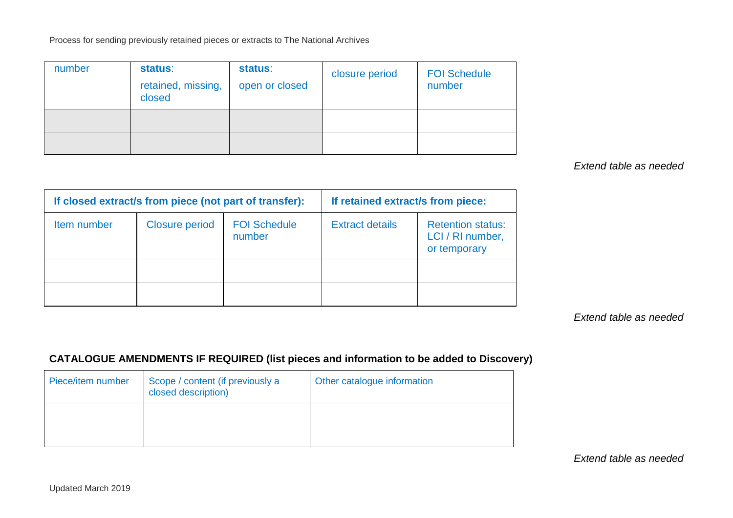| number | **status**: retained, missing, closed | **status**: open or closed | closure period | FOI Schedule number |
| --- | --- | --- | --- | --- |
| | | | | |
| | | | | |

*Extend table as needed*

| **If closed extract/s from piece (not part of transfer):** | | | **If retained extract/s from piece:** | |
| --- | --- | --- | --- | --- |
| Item number | Closure period | FOI Schedule number | Extract details | Retention status: LCI / RI number, or temporary |
| | | | | |
| | | | | |

*Extend table as needed*

## CATALOGUE AMENDMENTS IF REQUIRED (list pieces and information to be added to Discovery)

| Piece/item number | Scope / content (if previously a closed description) | Other catalogue information |
| --- | --- | --- |
| | | |
| | | |

*Extend table as needed*

Updated March 2019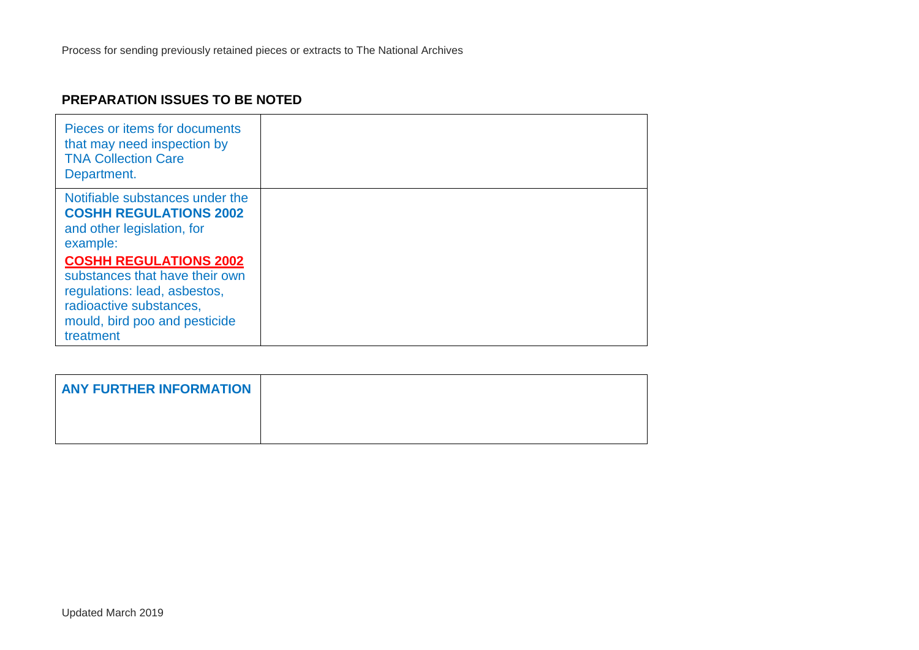## PREPARATION ISSUES TO BE NOTED

| | |
|---|---|
| Pieces or items for documents that may need inspection by TNA Collection Care Department. | |
| Notifiable substances under the **COSHH REGULATIONS 2002** and other legislation, for example: **COSHH REGULATIONS 2002** substances that have their own regulations: lead, asbestos, radioactive substances, mould, bird poo and pesticide treatment | |

| | |
|---|---|
| **ANY FURTHER INFORMATION** | |